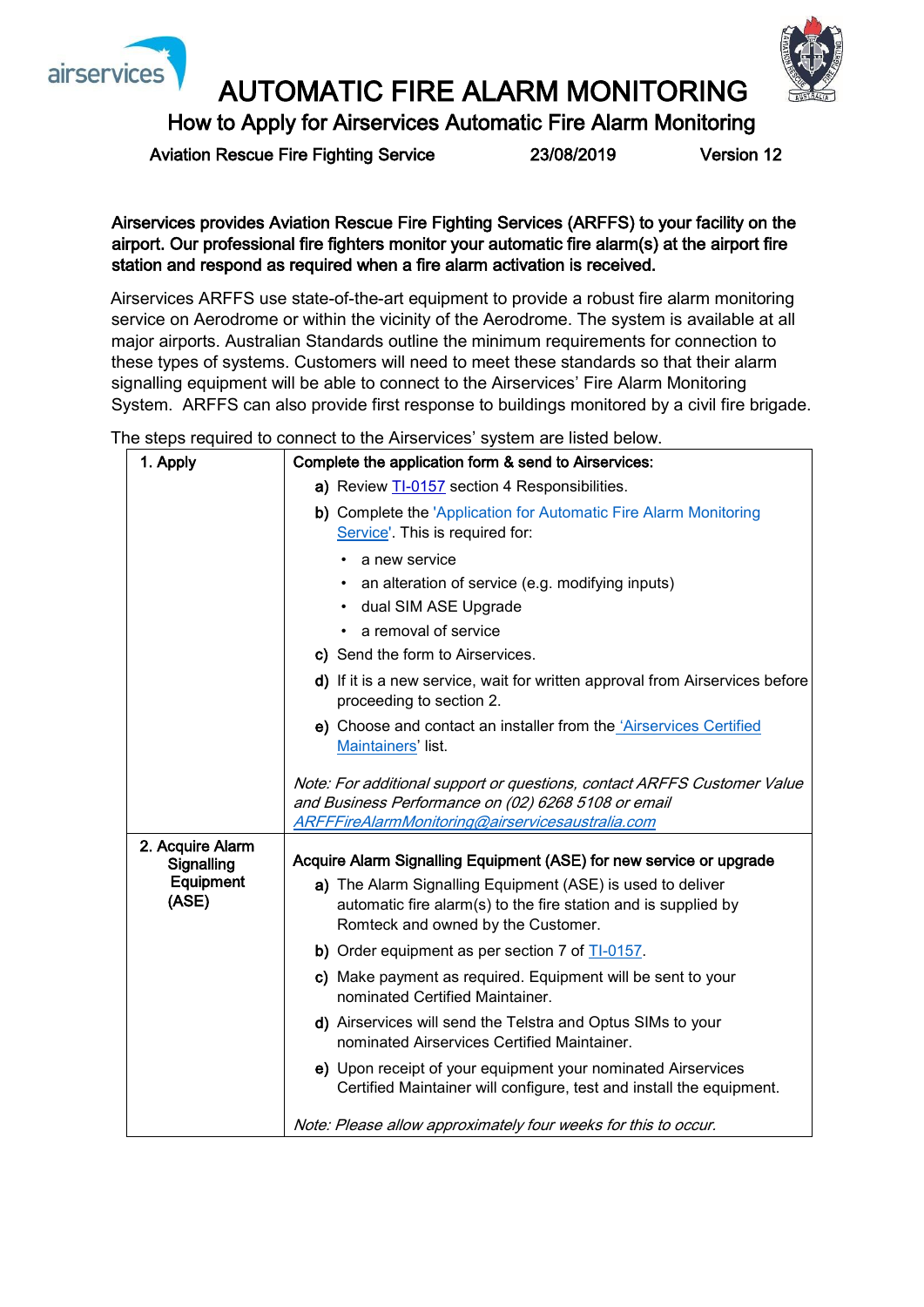# AUTOMATIC FIRE ALARM MONITORING

## How to Apply for Airservices Automatic Fire Alarm Monitoring

Aviation Rescue Fire Fighting Service 23/08/2019 Version 12

**Airservices provides Aviation Rescue Fire Fighting Services (ARFFS) to your facility on the airport. Our professional fire fighters monitor your automatic fire alarm(s) at the airport fire station and respond as required when a fire alarm activation is received.**

Airservices ARFFS use state-of-the-art equipment to provide a robust fire alarm monitoring service on Aerodrome or within the vicinity of the Aerodrome. The system is available at all major airports. Australian Standards outline the minimum requirements for connection to these types of systems. Customers will need to meet these standards so that their alarm signalling equipment will be able to connect to the Airservices' Fire Alarm Monitoring System. ARFFS can also provide first response to buildings monitored by a civil fire brigade.

The steps required to connect to the Airservices' system are listed below.

| | |
|---|---|
| 1. Apply | **Complete the application form & send to Airservices:**<br>**a)** Review TI-0157 section 4 Responsibilities.<br>**b)** Complete the 'Application for Automatic Fire Alarm Monitoring Service'. This is required for:<br>• a new service<br>• an alteration of service (e.g. modifying inputs)<br>• dual SIM ASE Upgrade<br>• a removal of service<br>**c)** Send the form to Airservices.<br>**d)** If it is a new service, wait for written approval from Airservices before proceeding to section 2.<br>**e)** Choose and contact an installer from the 'Airservices Certified Maintainers' list.<br><br>*Note: For additional support or questions, contact ARFFS Customer Value and Business Performance on (02) 6268 5108 or email ARFFFireAlarmMonitoring@airservicesaustralia.com* |
| 2. Acquire Alarm Signalling Equipment (ASE) | **Acquire Alarm Signalling Equipment (ASE) for new service or upgrade**<br>**a)** The Alarm Signalling Equipment (ASE) is used to deliver automatic fire alarm(s) to the fire station and is supplied by Romteck and owned by the Customer.<br>**b)** Order equipment as per section 7 of TI-0157.<br>**c)** Make payment as required. Equipment will be sent to your nominated Certified Maintainer.<br>**d)** Airservices will send the Telstra and Optus SIMs to your nominated Airservices Certified Maintainer.<br>**e)** Upon receipt of your equipment your nominated Airservices Certified Maintainer will configure, test and install the equipment.<br><br>*Note: Please allow approximately four weeks for this to occur.* |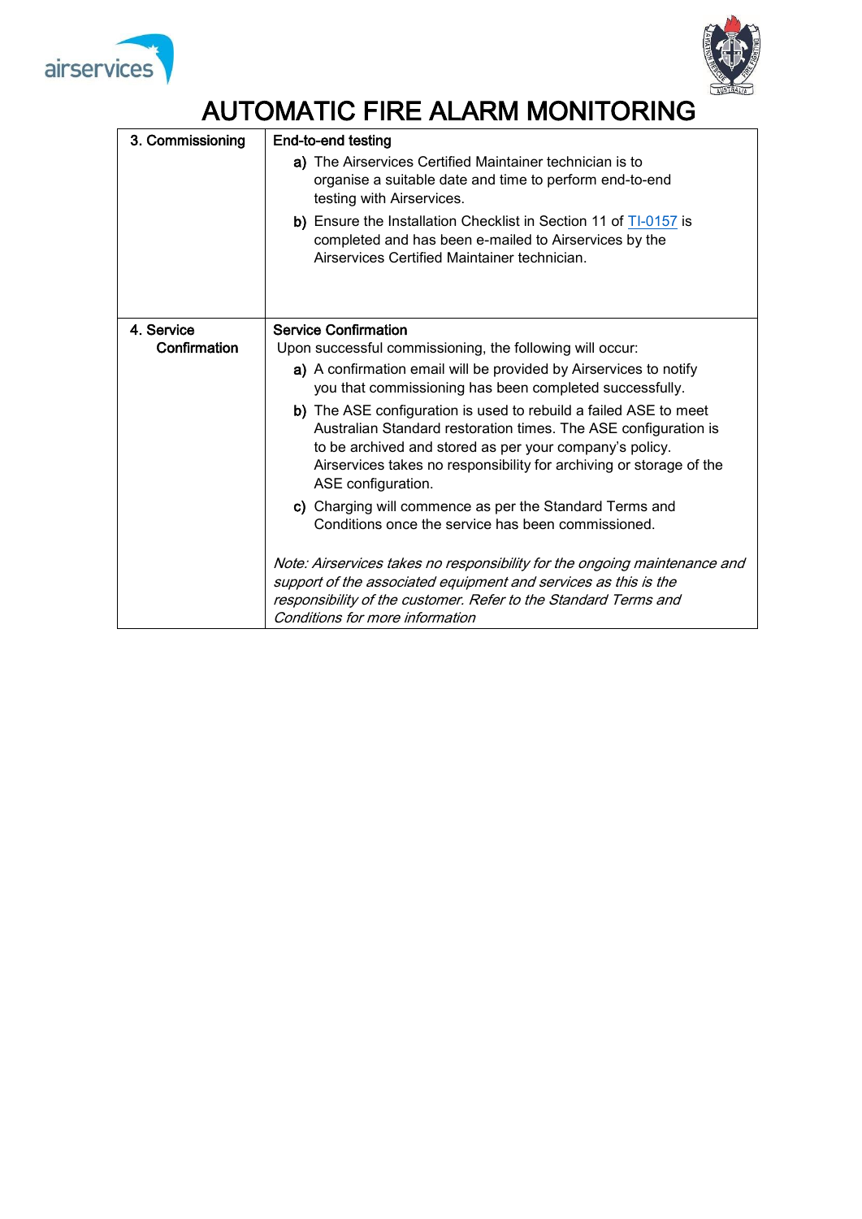# AUTOMATIC FIRE ALARM MONITORING

| | |
|---|---|
| 3. Commissioning | **End-to-end testing**<br>**a)** The Airservices Certified Maintainer technician is to organise a suitable date and time to perform end-to-end testing with Airservices.<br>**b)** Ensure the Installation Checklist in Section 11 of TI-0157 is completed and has been e-mailed to Airservices by the Airservices Certified Maintainer technician. |
| 4. Service Confirmation | **Service Confirmation**<br>Upon successful commissioning, the following will occur:<br>**a)** A confirmation email will be provided by Airservices to notify you that commissioning has been completed successfully.<br>**b)** The ASE configuration is used to rebuild a failed ASE to meet Australian Standard restoration times. The ASE configuration is to be archived and stored as per your company's policy. Airservices takes no responsibility for archiving or storage of the ASE configuration.<br>**c)** Charging will commence as per the Standard Terms and Conditions once the service has been commissioned.<br><br>*Note: Airservices takes no responsibility for the ongoing maintenance and support of the associated equipment and services as this is the responsibility of the customer. Refer to the Standard Terms and Conditions for more information* |